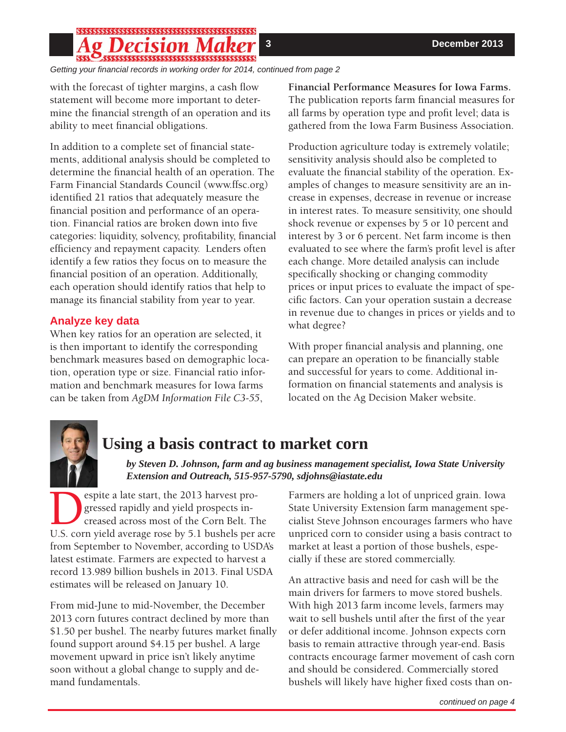*Getting your financial records in working order for 2014, continued from page 2*

with the forecast of tighter margins, a cash flow statement will become more important to determine the financial strength of an operation and its ability to meet financial obligations.

In addition to a complete set of financial statements, additional analysis should be completed to determine the financial health of an operation. The Farm Financial Standards Council (www.ffsc.org) identified 21 ratios that adequately measure the financial position and performance of an operation. Financial ratios are broken down into five categories: liquidity, solvency, profitability, financial efficiency and repayment capacity. Lenders often identify a few ratios they focus on to measure the financial position of an operation. Additionally, each operation should identify ratios that help to manage its financial stability from year to year.

### Analyze key data

When key ratios for an operation are selected, it is then important to identify the corresponding benchmark measures based on demographic location, operation type or size. Financial ratio information and benchmark measures for Iowa farms can be taken from *AgDM Information File C3-55*, **Financial Performance Measures for Iowa Farms.** The publication reports farm financial measures for all farms by operation type and profit level; data is gathered from the Iowa Farm Business Association.

Production agriculture today is extremely volatile; sensitivity analysis should also be completed to evaluate the financial stability of the operation. Examples of changes to measure sensitivity are an increase in expenses, decrease in revenue or increase in interest rates. To measure sensitivity, one should shock revenue or expenses by 5 or 10 percent and interest by 3 or 6 percent. Net farm income is then evaluated to see where the farm's profit level is after each change. More detailed analysis can include specifically shocking or changing commodity prices or input prices to evaluate the impact of specific factors. Can your operation sustain a decrease in revenue due to changes in prices or yields and to what degree?

With proper financial analysis and planning, one can prepare an operation to be financially stable and successful for years to come. Additional information on financial statements and analysis is located on the Ag Decision Maker website.

## Using a basis contract to market corn

***by Steven D. Johnson, farm and ag business management specialist, Iowa State University Extension and Outreach, 515-957-5790, sdjohns@iastate.edu***

Despite a late start, the 2013 harvest progressed rapidly and yield prospects increased across most of the Corn Belt. The U.S. corn yield average rose by 5.1 bushels per acre from September to November, according to USDA's latest estimate. Farmers are expected to harvest a record 13.989 billion bushels in 2013. Final USDA estimates will be released on January 10.

From mid-June to mid-November, the December 2013 corn futures contract declined by more than $1.50 per bushel. The nearby futures market finally found support around $4.15 per bushel. A large movement upward in price isn't likely anytime soon without a global change to supply and demand fundamentals.

Farmers are holding a lot of unpriced grain. Iowa State University Extension farm management specialist Steve Johnson encourages farmers who have unpriced corn to consider using a basis contract to market at least a portion of those bushels, especially if these are stored commercially.

An attractive basis and need for cash will be the main drivers for farmers to move stored bushels. With high 2013 farm income levels, farmers may wait to sell bushels until after the first of the year or defer additional income. Johnson expects corn basis to remain attractive through year-end. Basis contracts encourage farmer movement of cash corn and should be considered. Commercially stored bushels will likely have higher fixed costs than on-

*continued on page 4*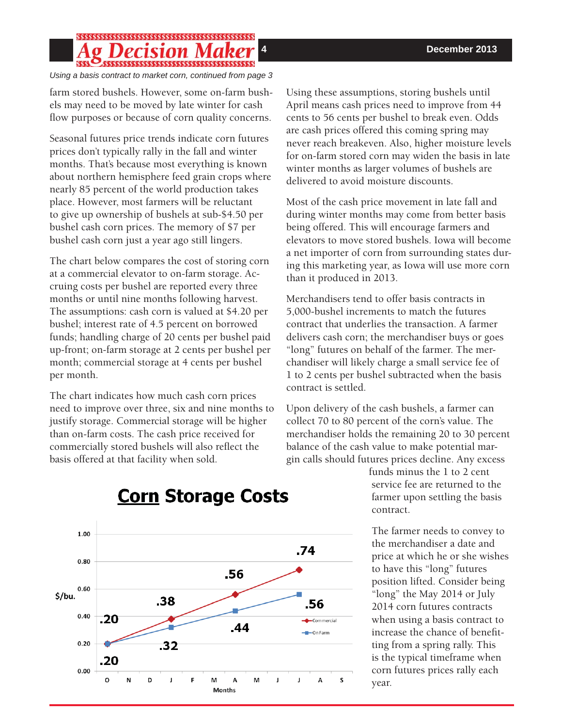*Using a basis contract to market corn, continued from page 3*

farm stored bushels. However, some on-farm bushels may need to be moved by late winter for cash flow purposes or because of corn quality concerns.

Seasonal futures price trends indicate corn futures prices don't typically rally in the fall and winter months. That's because most everything is known about northern hemisphere feed grain crops where nearly 85 percent of the world production takes place. However, most farmers will be reluctant to give up ownership of bushels at sub-$4.50 per bushel cash corn prices. The memory of $7 per bushel cash corn just a year ago still lingers.

The chart below compares the cost of storing corn at a commercial elevator to on-farm storage. Accruing costs per bushel are reported every three months or until nine months following harvest. The assumptions: cash corn is valued at $4.20 per bushel; interest rate of 4.5 percent on borrowed funds; handling charge of 20 cents per bushel paid up-front; on-farm storage at 2 cents per bushel per month; commercial storage at 4 cents per bushel per month.

The chart indicates how much cash corn prices need to improve over three, six and nine months to justify storage. Commercial storage will be higher than on-farm costs. The cash price received for commercially stored bushels will also reflect the basis offered at that facility when sold.

## Corn Storage Costs

| Month | Commercial ($/bu.) | On Farm ($/bu.) |
|---|---|---|
| O | .20 | .20 |
| J | .38 | .32 |
| A | .56 | .44 |
| J | .74 | .56 |

Using these assumptions, storing bushels until April means cash prices need to improve from 44 cents to 56 cents per bushel to break even. Odds are cash prices offered this coming spring may never reach breakeven. Also, higher moisture levels for on-farm stored corn may widen the basis in late winter months as larger volumes of bushels are delivered to avoid moisture discounts.

Most of the cash price movement in late fall and during winter months may come from better basis being offered. This will encourage farmers and elevators to move stored bushels. Iowa will become a net importer of corn from surrounding states during this marketing year, as Iowa will use more corn than it produced in 2013.

Merchandisers tend to offer basis contracts in 5,000-bushel increments to match the futures contract that underlies the transaction. A farmer delivers cash corn; the merchandiser buys or goes "long" futures on behalf of the farmer. The merchandiser will likely charge a small service fee of 1 to 2 cents per bushel subtracted when the basis contract is settled.

Upon delivery of the cash bushels, a farmer can collect 70 to 80 percent of the corn's value. The merchandiser holds the remaining 20 to 30 percent balance of the cash value to make potential margin calls should futures prices decline. Any excess funds minus the 1 to 2 cent service fee are returned to the farmer upon settling the basis contract.

The farmer needs to convey to the merchandiser a date and price at which he or she wishes to have this "long" futures position lifted. Consider being "long" the May 2014 or July 2014 corn futures contracts when using a basis contract to increase the chance of benefitting from a spring rally. This is the typical timeframe when corn futures prices rally each year.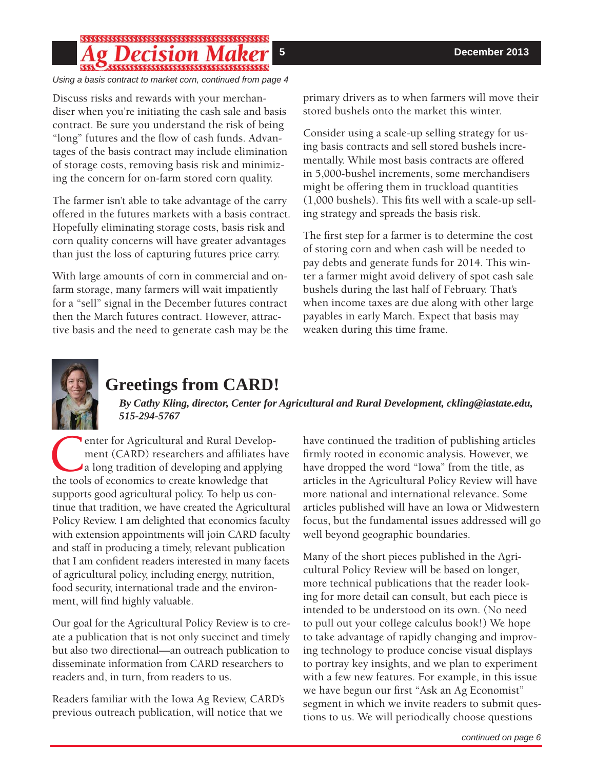*Using a basis contract to market corn, continued from page 4*

Discuss risks and rewards with your merchandiser when you're initiating the cash sale and basis contract. Be sure you understand the risk of being "long" futures and the flow of cash funds. Advantages of the basis contract may include elimination of storage costs, removing basis risk and minimizing the concern for on-farm stored corn quality.

The farmer isn't able to take advantage of the carry offered in the futures markets with a basis contract. Hopefully eliminating storage costs, basis risk and corn quality concerns will have greater advantages than just the loss of capturing futures price carry.

With large amounts of corn in commercial and on-farm storage, many farmers will wait impatiently for a "sell" signal in the December futures contract then the March futures contract. However, attractive basis and the need to generate cash may be the primary drivers as to when farmers will move their stored bushels onto the market this winter.

Consider using a scale-up selling strategy for using basis contracts and sell stored bushels incrementally. While most basis contracts are offered in 5,000-bushel increments, some merchandisers might be offering them in truckload quantities (1,000 bushels). This fits well with a scale-up selling strategy and spreads the basis risk.

The first step for a farmer is to determine the cost of storing corn and when cash will be needed to pay debts and generate funds for 2014. This winter a farmer might avoid delivery of spot cash sale bushels during the last half of February. That's when income taxes are due along with other large payables in early March. Expect that basis may weaken during this time frame.

## Greetings from CARD!

***By Cathy Kling, director, Center for Agricultural and Rural Development, ckling@iastate.edu, 515-294-5767***

Center for Agricultural and Rural Development (CARD) researchers and affiliates have a long tradition of developing and applying the tools of economics to create knowledge that supports good agricultural policy. To help us continue that tradition, we have created the Agricultural Policy Review. I am delighted that economics faculty with extension appointments will join CARD faculty and staff in producing a timely, relevant publication that I am confident readers interested in many facets of agricultural policy, including energy, nutrition, food security, international trade and the environment, will find highly valuable.

Our goal for the Agricultural Policy Review is to create a publication that is not only succinct and timely but also two directional—an outreach publication to disseminate information from CARD researchers to readers and, in turn, from readers to us.

Readers familiar with the Iowa Ag Review, CARD's previous outreach publication, will notice that we have continued the tradition of publishing articles firmly rooted in economic analysis. However, we have dropped the word "Iowa" from the title, as articles in the Agricultural Policy Review will have more national and international relevance. Some articles published will have an Iowa or Midwestern focus, but the fundamental issues addressed will go well beyond geographic boundaries.

Many of the short pieces published in the Agricultural Policy Review will be based on longer, more technical publications that the reader looking for more detail can consult, but each piece is intended to be understood on its own. (No need to pull out your college calculus book!) We hope to take advantage of rapidly changing and improving technology to produce concise visual displays to portray key insights, and we plan to experiment with a few new features. For example, in this issue we have begun our first "Ask an Ag Economist" segment in which we invite readers to submit questions to us. We will periodically choose questions

*continued on page 6*